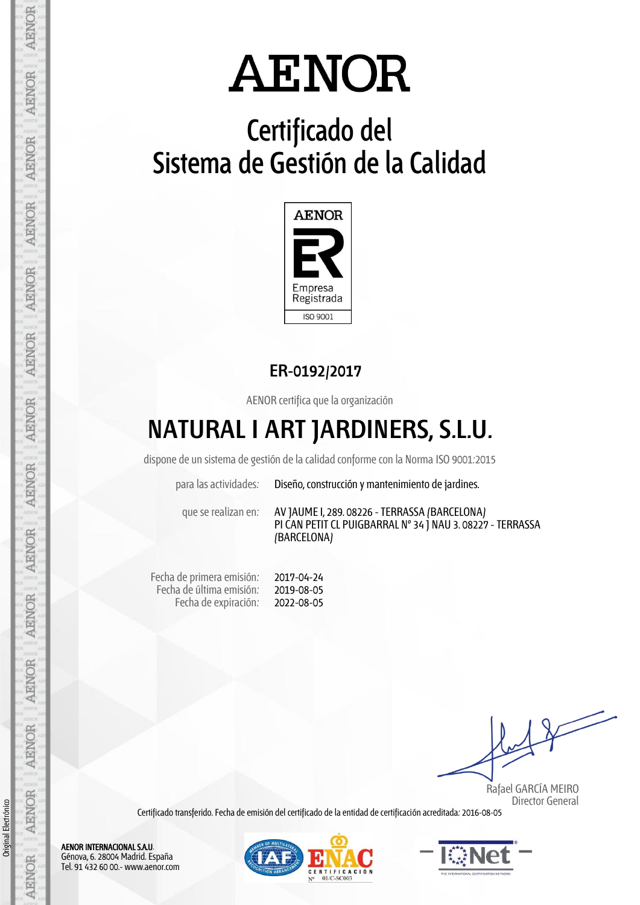# AENOR

## Certificado del Sistema de Gestión de la Calidad

AENOR

Empresa Registrada

ISO 9001

### ER-0192/2017

AENOR certifica que la organización

## NATURAL I ART JARDINERS, S.L.U.

dispone de un sistema de gestión de la calidad conforme con la Norma ISO 9001:2015

| | |
|---|---|
| para las actividades: | Diseño, construcción y mantenimiento de jardines. |
| que se realizan en: | AV JAUME I, 289. 08226 - TERRASSA (BARCELONA)<br>PI CAN PETIT CL PUIGBARRAL Nº 34 J NAU 3. 08227 - TERRASSA (BARCELONA) |

| | |
|---|---|
| Fecha de primera emisión: | 2017-04-24 |
| Fecha de última emisión: | 2019-08-05 |
| Fecha de expiración: | 2022-08-05 |

Rafael GARCÍA MEIRO
Director General

Certificado transferido. Fecha de emisión del certificado de la entidad de certificación acreditada: 2016-08-05

**AENOR INTERNACIONAL S.A.U.**
Génova, 6. 28004 Madrid. España
Tel. 91 432 60 00.- www.aenor.com

ENAC CERTIFICACIÓN Nº 01/C-SC003

IQNet

Original Electrónico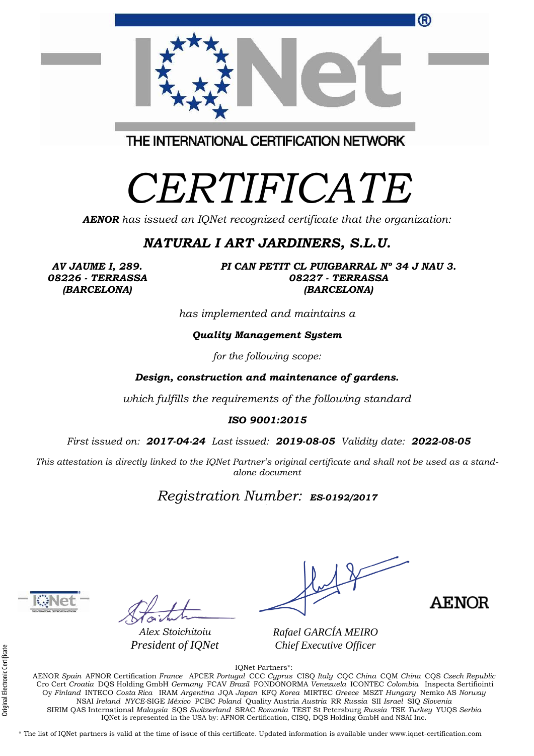THE INTERNATIONAL CERTIFICATION NETWORK

# *CERTIFICATE*

***AENOR*** *has issued an IQNet recognized certificate that the organization:*

## ***NATURAL I ART JARDINERS, S.L.U.***

***AV JAUME I, 289.***
***08226 - TERRASSA***
***(BARCELONA)***

***PI CAN PETIT CL PUIGBARRAL Nº 34 J NAU 3.***
***08227 - TERRASSA***
***(BARCELONA)***

*has implemented and maintains a*

***Quality Management System***

*for the following scope:*

***Design, construction and maintenance of gardens.***

*which fulfills the requirements of the following standard*

***ISO 9001:2015***

*First issued on:* ***2017-04-24*** *Last issued:* ***2019-08-05*** *Validity date:* ***2022-08-05***

*This attestation is directly linked to the IQNet Partner's original certificate and shall not be used as a stand-alone document*

*Registration Number:* ***ES-0192/2017***

*Alex Stoichitoiu*
*President of IQNet*

*Rafael GARCÍA MEIRO*
*Chief Executive Officer*

AENOR

Original Electronic Certificate

IQNet Partners*:

AENOR *Spain* AFNOR Certification *France* APCER *Portugal* CCC *Cyprus* CISQ *Italy* CQC *China* CQM *China* CQS *Czech Republic* Cro Cert *Croatia* DQS Holding GmbH *Germany* FCAV *Brazil* FONDONORMA *Venezuela* ICONTEC *Colombia* Inspecta Sertifiointi Oy *Finland* INTECO *Costa Rica* IRAM *Argentina* JQA *Japan* KFQ *Korea* MIRTEC *Greece* MSZT *Hungary* Nemko AS *Norway* NSAI *Ireland* *NYCE*-SIGE *México* PCBC *Poland* Quality Austria *Austria* RR *Russia* SII *Israel* SIQ *Slovenia* SIRIM QAS International *Malaysia* SQS *Switzerland* SRAC *Romania* TEST St Petersburg *Russia* TSE *Turkey* YUQS *Serbia*
IQNet is represented in the USA by: AFNOR Certification, CISQ, DQS Holding GmbH and NSAI Inc.

* The list of IQNet partners is valid at the time of issue of this certificate. Updated information is available under www.iqnet-certification.com